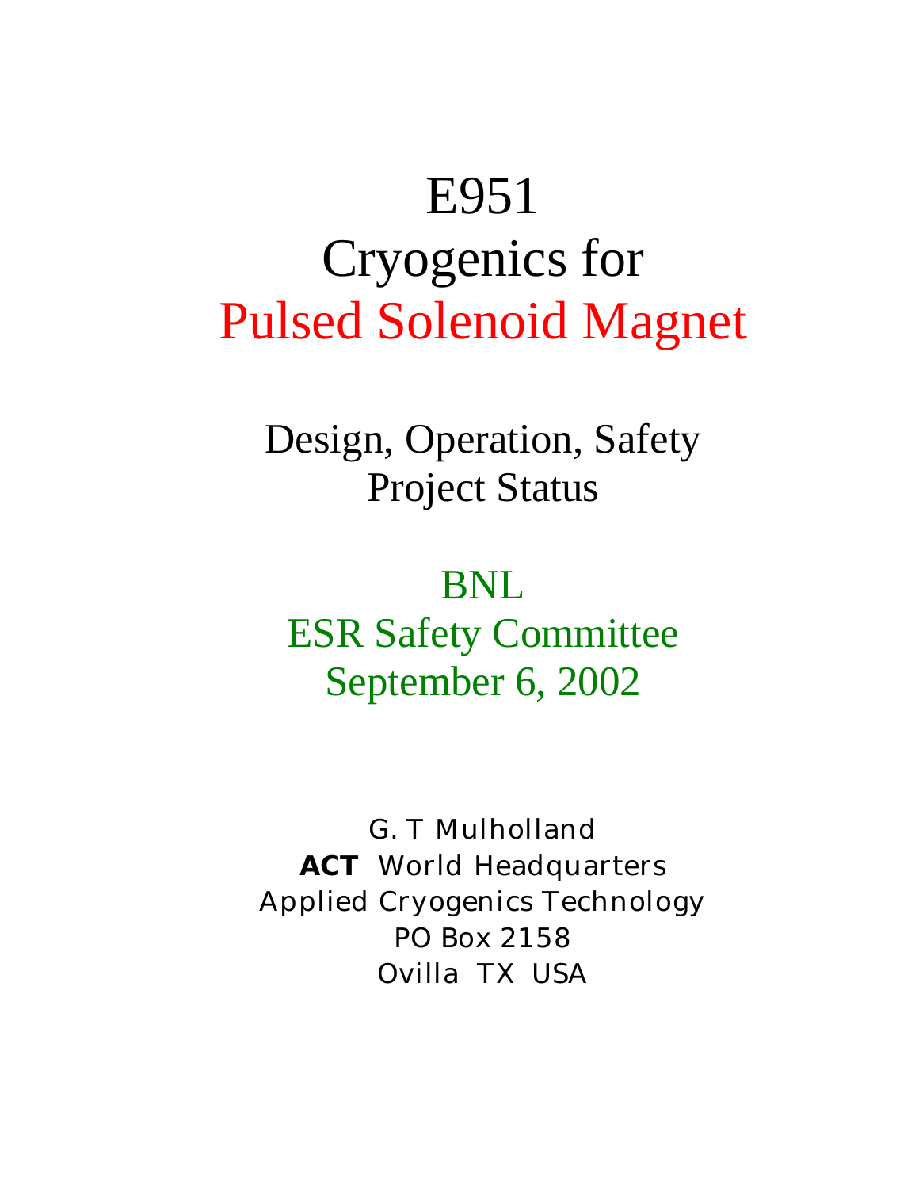# E951
# Cryogenics for
# Pulsed Solenoid Magnet

## Design, Operation, Safety
## Project Status

## BNL
## ESR Safety Committee
## September 6, 2002

G. T Mulholland
**ACT** World Headquarters
Applied Cryogenics Technology
PO Box 2158
Ovilla TX USA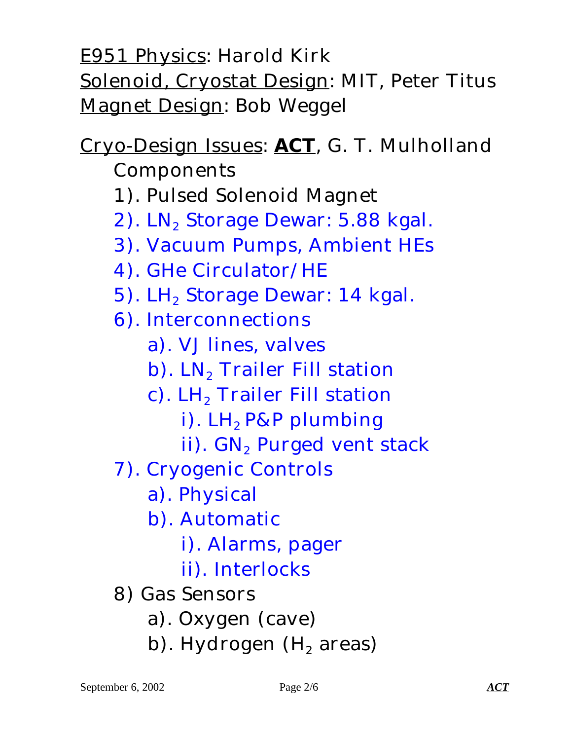<u>E951 Physics</u>: Harold Kirk

<u>Solenoid, Cryostat Design</u>: MIT, Peter Titus

<u>Magnet Design</u>: Bob Weggel

<u>Cryo-Design Issues</u>: **<u>ACT</u>**, G. T. Mulholland

Components

1). Pulsed Solenoid Magnet

2). $LN_2$ Storage Dewar: 5.88 kgal.

3). Vacuum Pumps, Ambient HEs

4). GHe Circulator/HE

5). $LH_2$ Storage Dewar: 14 kgal.

6). Interconnections

- a). VJ lines, valves
- b). $LN_2$ Trailer Fill station
- c). $LH_2$ Trailer Fill station
  - i). $LH_2$ P&P plumbing
  - ii). $GN_2$ Purged vent stack

7). Cryogenic Controls

- a). Physical
- b). Automatic
  - i). Alarms, pager
  - ii). Interlocks

8) Gas Sensors

- a). Oxygen (cave)
- b). Hydrogen ($H_2$ areas)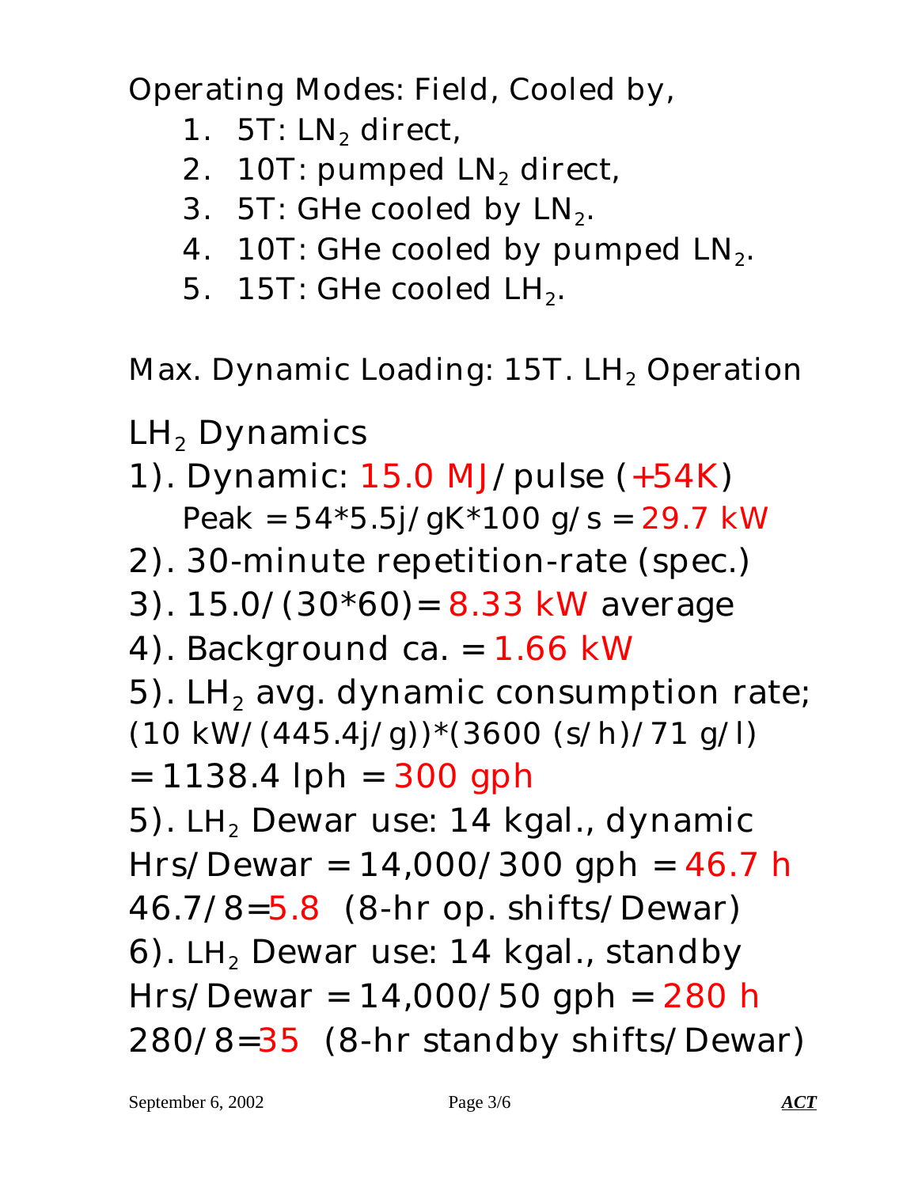Operating Modes: Field, Cooled by,

1. 5T: $LN_2$ direct,
2. 10T: pumped $LN_2$ direct,
3. 5T: GHe cooled by $LN_2$.
4. 10T: GHe cooled by pumped $LN_2$.
5. 15T: GHe cooled $LH_2$.

Max. Dynamic Loading: 15T. $LH_2$ Operation

$LH_2$ Dynamics

1). Dynamic: 15.0 MJ/pulse (+54K)
  Peak = 54*5.5j/gK*100 g/s = 29.7 kW

2). 30-minute repetition-rate (spec.)

3). 15.0/(30*60)= 8.33 kW average

4). Background ca. = 1.66 kW

5). $LH_2$ avg. dynamic consumption rate;
(10 kW/(445.4j/g))*(3600 (s/h)/71 g/l)
= 1138.4 lph = 300 gph

5). $LH_2$ Dewar use: 14 kgal., dynamic
Hrs/Dewar = 14,000/300 gph = 46.7 h
46.7/8=5.8 (8-hr op. shifts/Dewar)

6). $LH_2$ Dewar use: 14 kgal., standby
Hrs/Dewar = 14,000/50 gph = 280 h
280/8=35 (8-hr standby shifts/Dewar)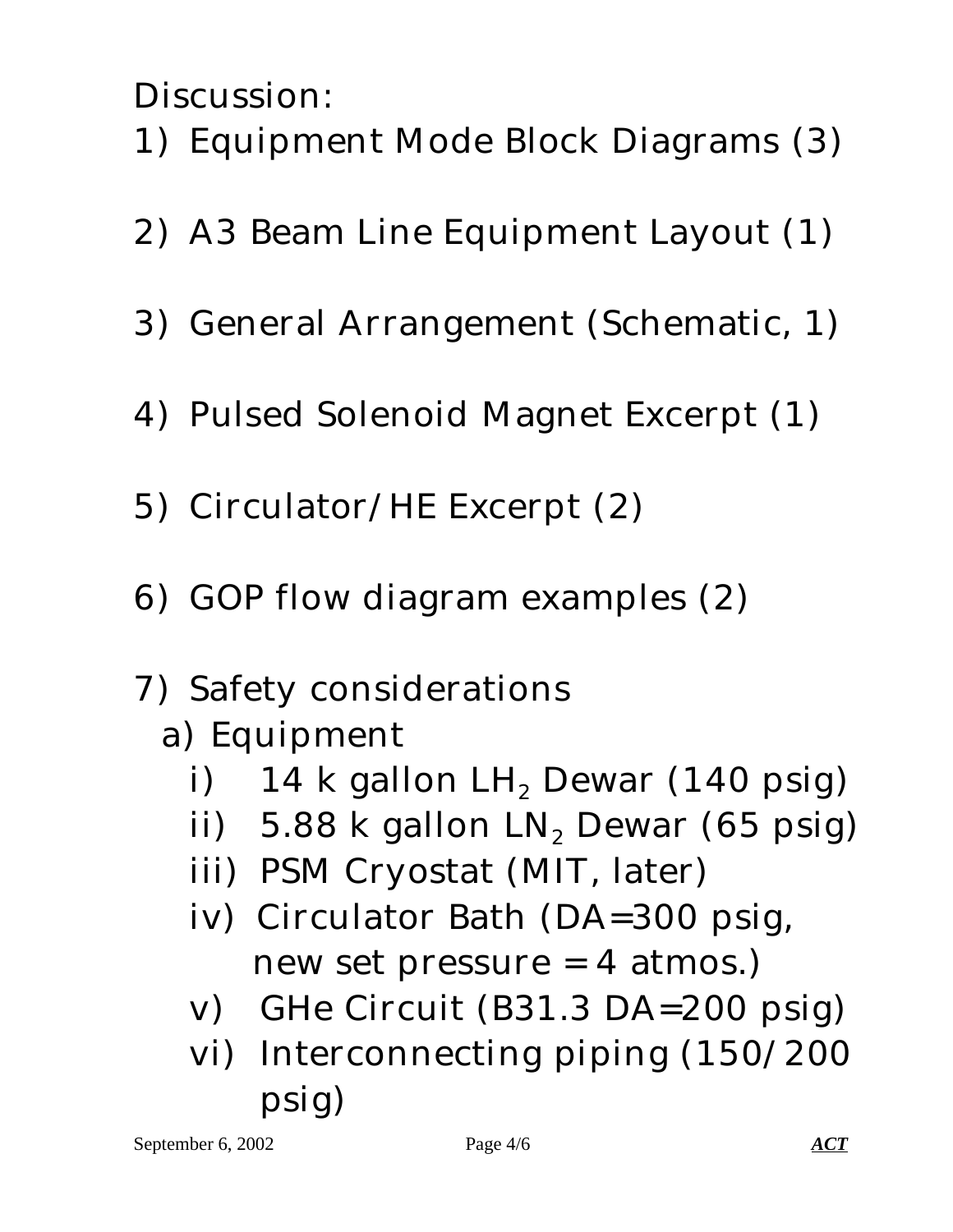Discussion:

1) Equipment Mode Block Diagrams (3)

2) A3 Beam Line Equipment Layout (1)

3) General Arrangement (Schematic, 1)

4) Pulsed Solenoid Magnet Excerpt (1)

5) Circulator/HE Excerpt (2)

6) GOP flow diagram examples (2)

7) Safety considerations
   - a) Equipment
     - i) 14 k gallon $LH_2$ Dewar (140 psig)
     - ii) 5.88 k gallon $LN_2$ Dewar (65 psig)
     - iii) PSM Cryostat (MIT, later)
     - iv) Circulator Bath (DA=300 psig, new set pressure = 4 atmos.)
     - v) GHe Circuit (B31.3 DA=200 psig)
     - vi) Interconnecting piping (150/200 psig)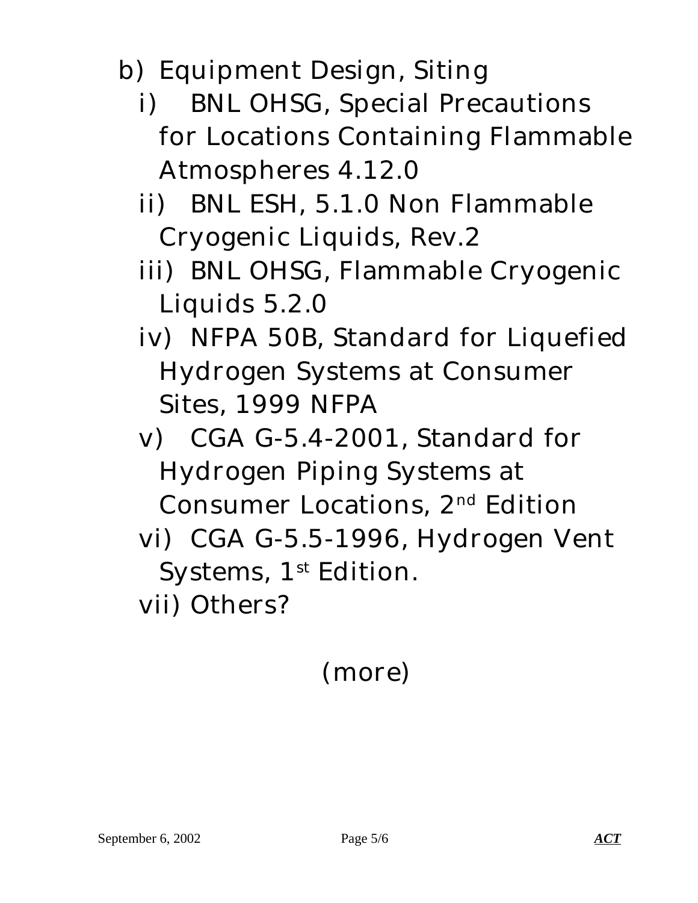b) Equipment Design, Siting

   i) BNL OHSG, Special Precautions for Locations Containing Flammable Atmospheres 4.12.0

   ii) BNL ESH, 5.1.0 Non Flammable Cryogenic Liquids, Rev.2

   iii) BNL OHSG, Flammable Cryogenic Liquids 5.2.0

   iv) NFPA 50B, Standard for Liquefied Hydrogen Systems at Consumer Sites, 1999 NFPA

   v) CGA G-5.4-2001, Standard for Hydrogen Piping Systems at Consumer Locations, 2nd Edition

   vi) CGA G-5.5-1996, Hydrogen Vent Systems, 1st Edition.

   vii) Others?

(more)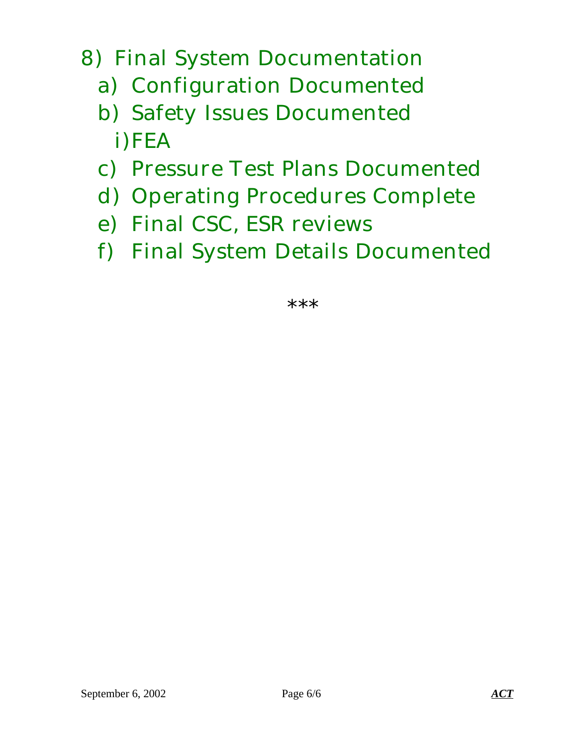8) Final System Documentation
   a) Configuration Documented
   b) Safety Issues Documented
      i) FEA
   c) Pressure Test Plans Documented
   d) Operating Procedures Complete
   e) Final CSC, ESR reviews
   f) Final System Details Documented

***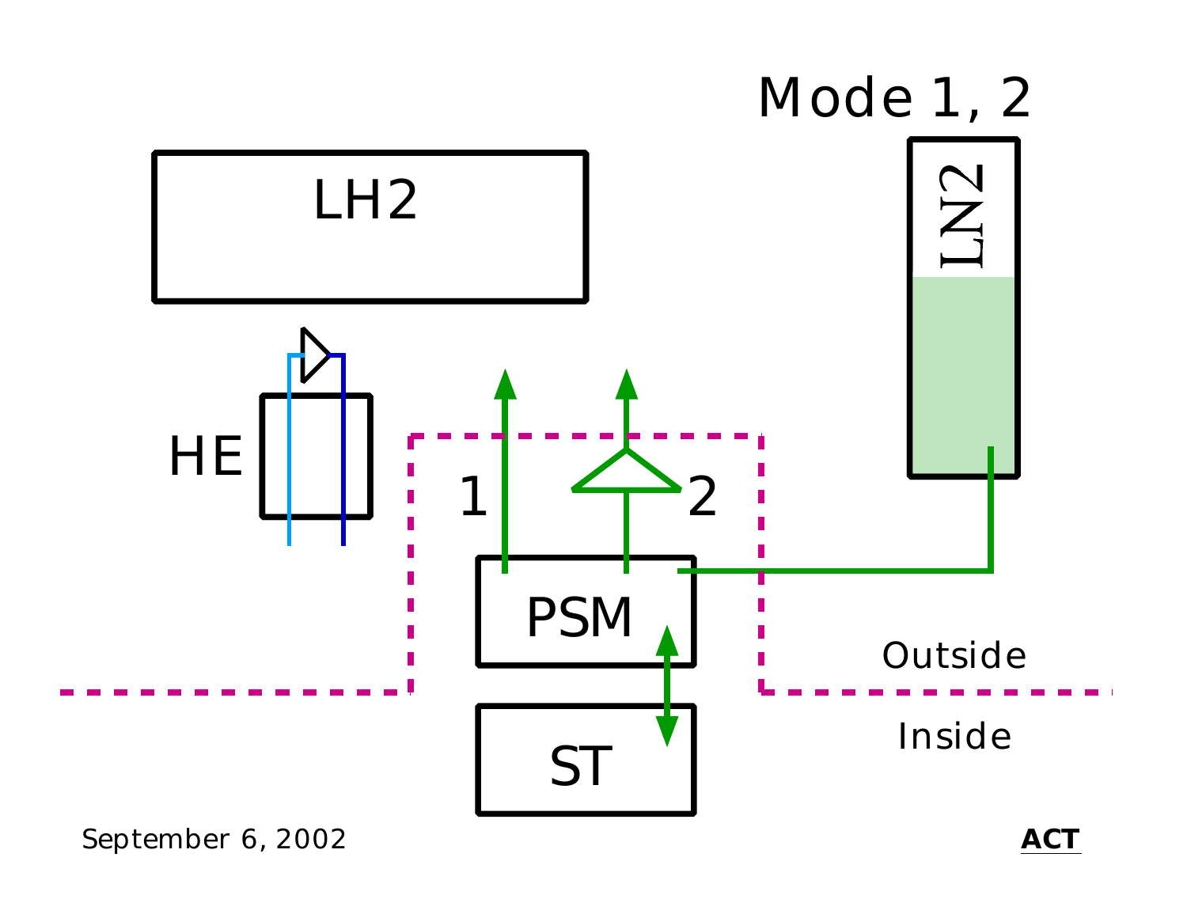# Mode 1, 2

LH2

HE

LN2

1

2

PSM

ST

Outside

Inside

September 6, 2002

**ACT**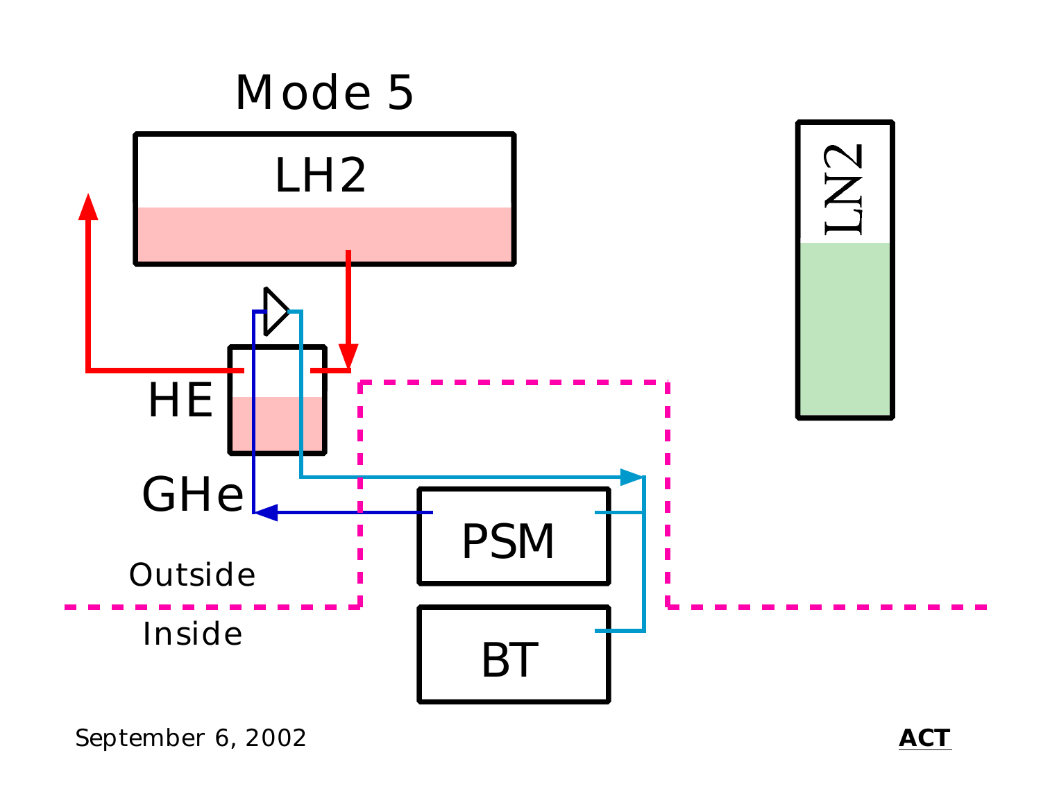# Mode 5

LH2

LN2

HE

GHe

PSM

BT

Outside

Inside

September 6, 2002

**ACT**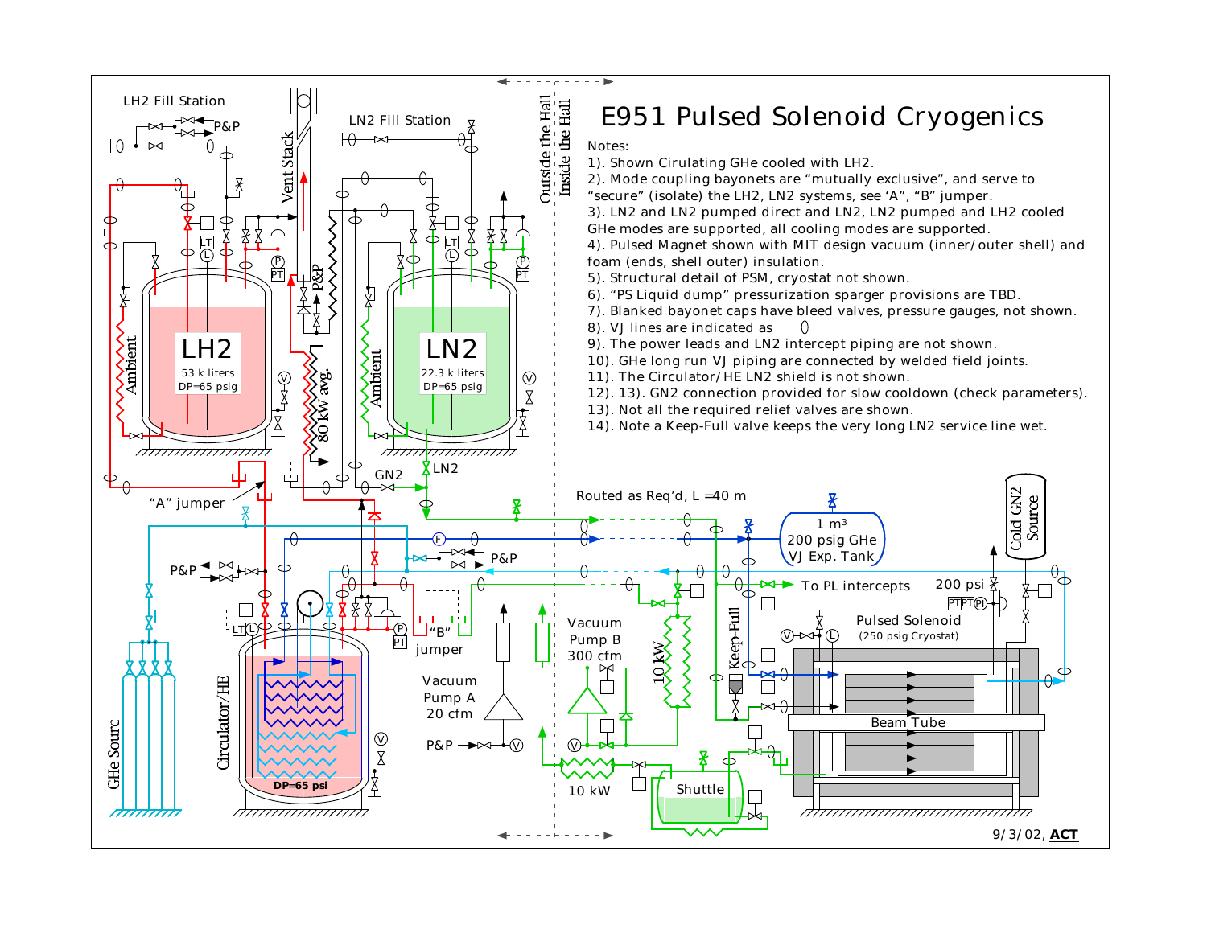# E951 Pulsed Solenoid Cryogenics

Notes:

1). Shown Cirulating GHe cooled with LH2.
2). Mode coupling bayonets are “mutually exclusive”, and serve to “secure” (isolate) the LH2, LN2 systems, see ‘A”, “B” jumper.
3). LN2 and LN2 pumped direct and LN2, LN2 pumped and LH2 cooled GHe modes are supported, all cooling modes are supported.
4). Pulsed Magnet shown with MIT design vacuum (inner/outer shell) and foam (ends, shell outer) insulation.
5). Structural detail of PSM, cryostat not shown.
6). “PS Liquid dump” pressurization sparger provisions are TBD.
7). Blanked bayonet caps have bleed valves, pressure gauges, not shown.
8). VJ lines are indicated as
9). The power leads and LN2 intercept piping are not shown.
10). GHe long run VJ piping are connected by welded field joints.
11). The Circulator/HE LN2 shield is not shown.
12). 13). GN2 connection provided for slow cooldown (check parameters).
13). Not all the required relief valves are shown.
14). Note a Keep-Full valve keeps the very long LN2 service line wet.

LH2 Fill Station
P&P
Vent Stack
LN2 Fill Station
Outside the Hall
Inside the Hall
LT
P
PT
P&P
LT
P
PT
Ambient
LH2
53 k liters
DP=65 psig
V
80 kW avg.
Ambient
LN2
22.3 k liters
DP=65 psig
V
GN2
LN2
“A” jumper
Routed as Req'd, L =40 m
1 m³
200 psig GHe
VJ Exp. Tank
Cold GN2 Source
F
P&P
P&P
To PL intercepts
200 psi
PT PT PI
LT L
P
PT
“B”
jumper
Vacuum
Pump B
300 cfm
10 kW
Keep-Full
V L
Pulsed Solenoid
(250 psig Cryostat)
Circulator/HE
GHe Sourc
Vacuum
Pump A
20 cfm
P&P
V
V
Beam Tube
V
DP=65 psi
10 kW
Shuttle

9/3/02, **ACT**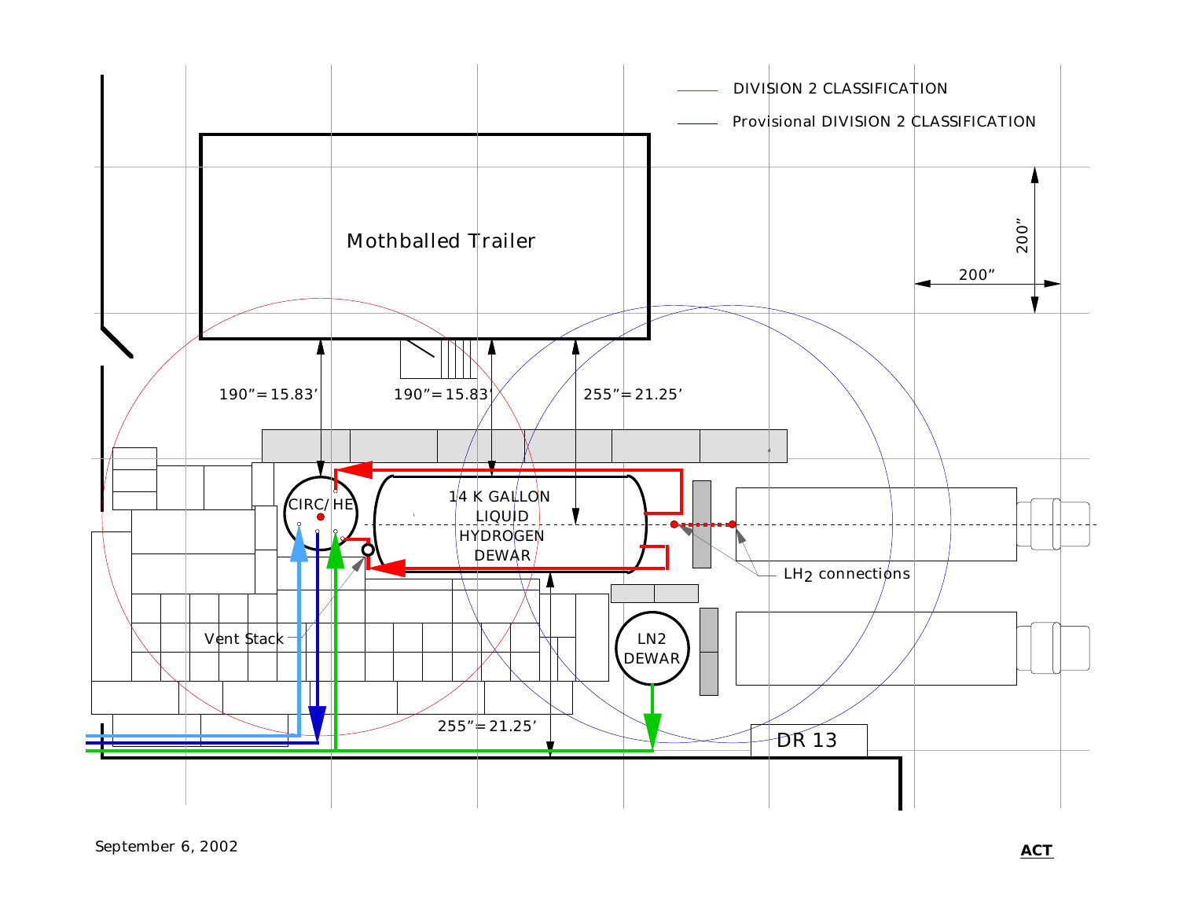DIVISION 2 CLASSIFICATION

Provisional DIVISION 2 CLASSIFICATION

Mothballed Trailer

200”

200”

190”=15.83’

190”=15.83’

255”=21.25’

CIRC/ HE

14 K GALLON LIQUID HYDROGEN DEWAR

$LH_2$ connections

Vent Stack

LN2 DEWAR

255”=21.25’

DR 13

September 6, 2002

**ACT**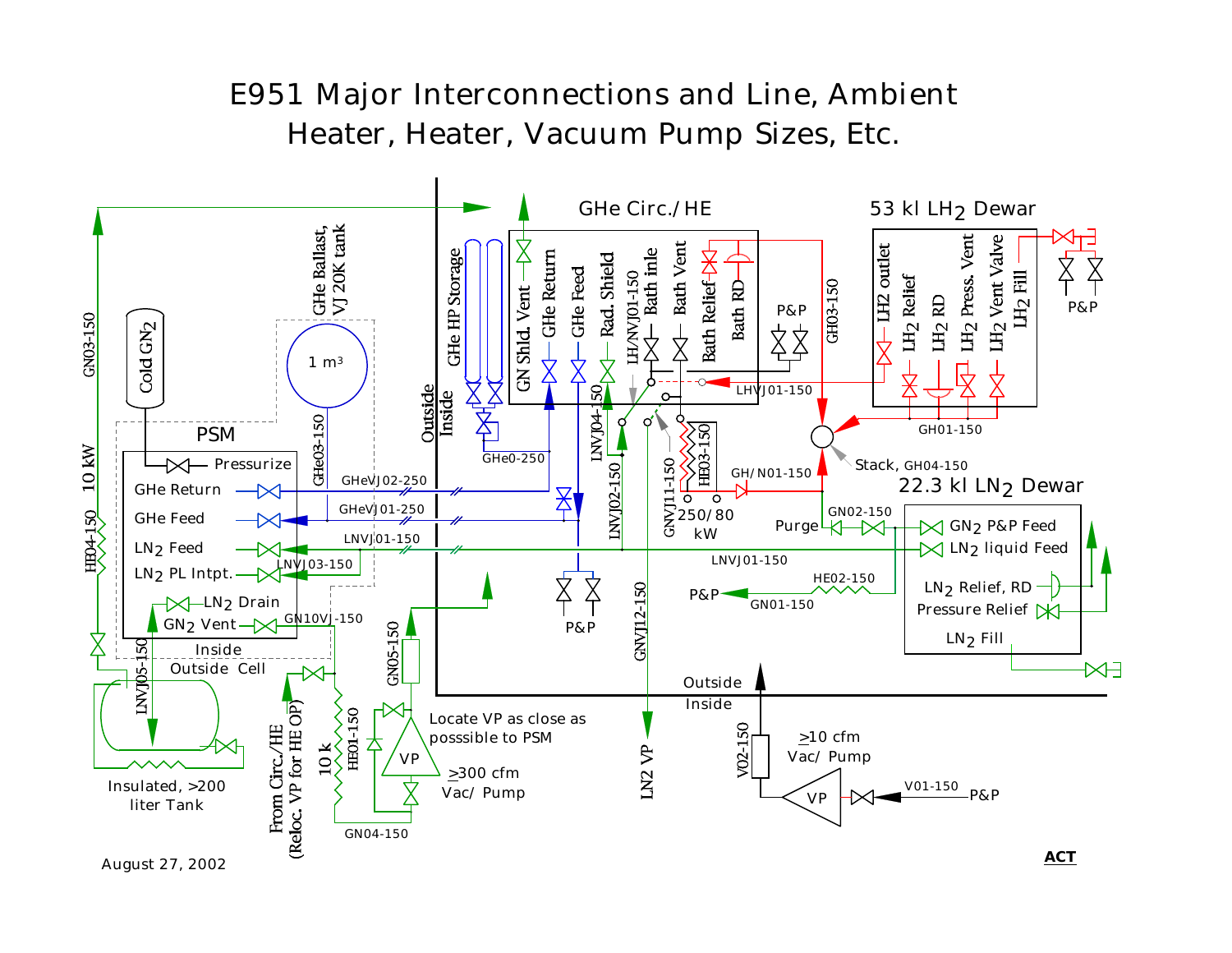# E951 Major Interconnections and Line, Ambient Heater, Heater, Vacuum Pump Sizes, Etc.

GHe Circ./HE

53 kl $LH_2$ Dewar

PSM

Pressurize

GHe Return

GHe Feed

$LN_2$ Feed

$LN_2$ PL Intpt.

$LN_2$ Drain

$GN_2$ Vent

Cold $GN_2$

GHe Ballast, VJ 20K tank

1 m³

GHe HP Storage

GN Shld. Vent

GHe Return

GHe Feed

Rad. Shield

LH/NVJ01-150

Bath inlet

Bath Vent

Bath Relief

Bath RD

P&P

LH2 outlet

$LH_2$ Relief

$LH_2$ RD

$LH_2$ Press. Vent

$LH_2$ Vent Valve

$LH_2$ Fill

P&P

GH03-150

LHVJ01-150

GH01-150

Stack, GH04-150

22.3 kl $LN_2$ Dewar

GH/N01-150

Purge

GN02-150

$GN_2$ P&P Feed

$LN_2$ liquid Feed

LNVJ01-150

$LN_2$ Relief, RD

Pressure Relief

$LN_2$ Fill

HE02-150

GN01-150

P&P

HE03-150

250/80 kW

GNVJ11-150

LNVJ02-150

LNVJ04-150

GHe0-250

GHeVJ02-250

GHeVJ01-250

LNVJ01-150

LNVJ03-150

GN10VJ-150

GHe03-150

P&P

GNVJ12-150

LN2 VP

Outside

Inside

Outside

Inside

Inside

Outside Cell

GN03-150

10 kW

HE04-150

LNVJ05-150

Insulated, >200 liter Tank

From Circ./HE (Reloc. VP for HE OP)

10 k

HE01-150

GN04-150

GN05-150

VP

Locate VP as close as posssible to PSM

≥300 cfm Vac/ Pump

V02-150

≥10 cfm Vac/ Pump

VP

V01-150

P&P

August 27, 2002

ACT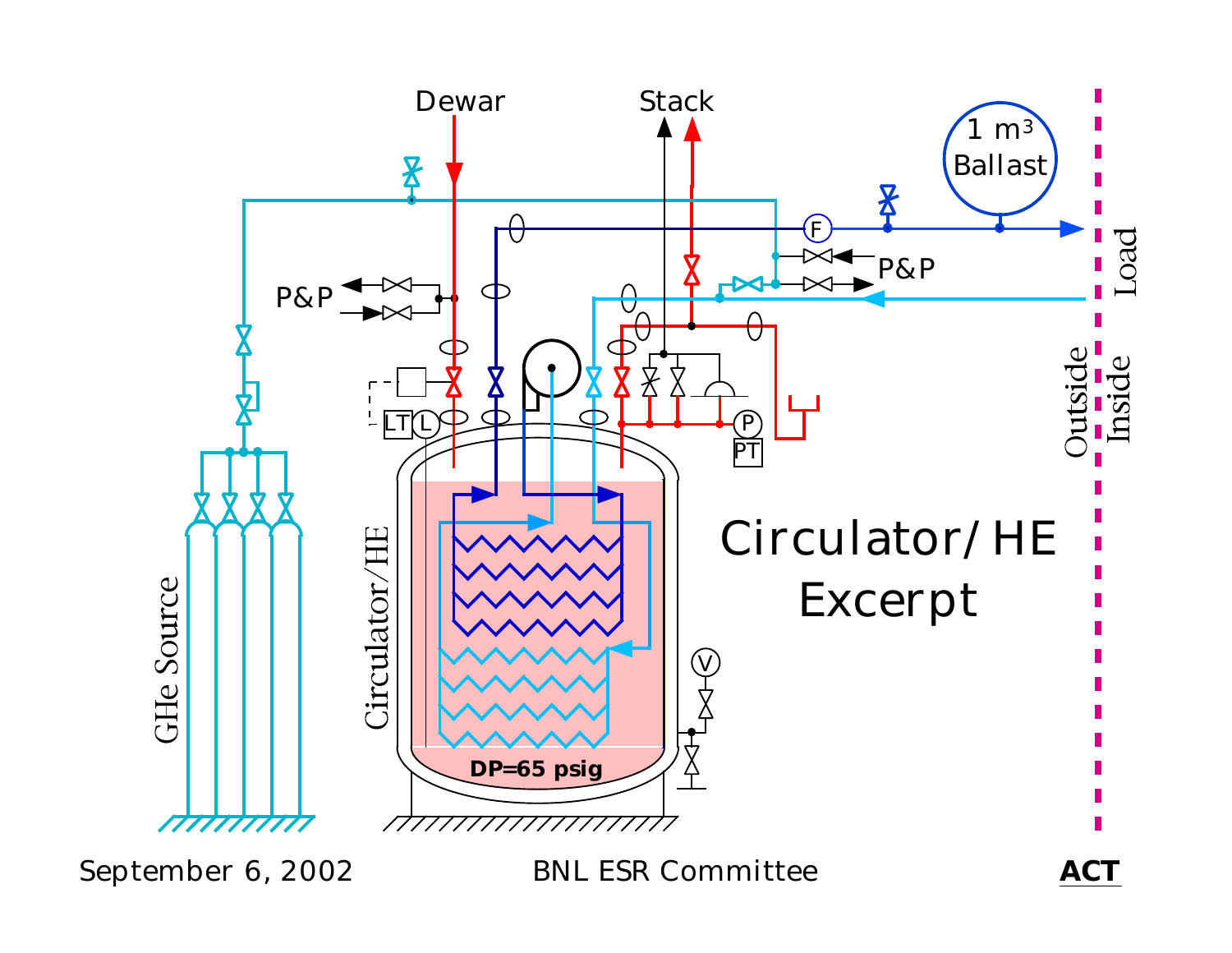# Circulator/ HE Excerpt

Dewar

Stack

1 $m^3$ Ballast

Load

Outside

Inside

P&P

P&P

F

LT

L

P

PT

V

GHe Source

Circulator/HE

DP=65 psig

September 6, 2002

BNL ESR Committee

**ACT**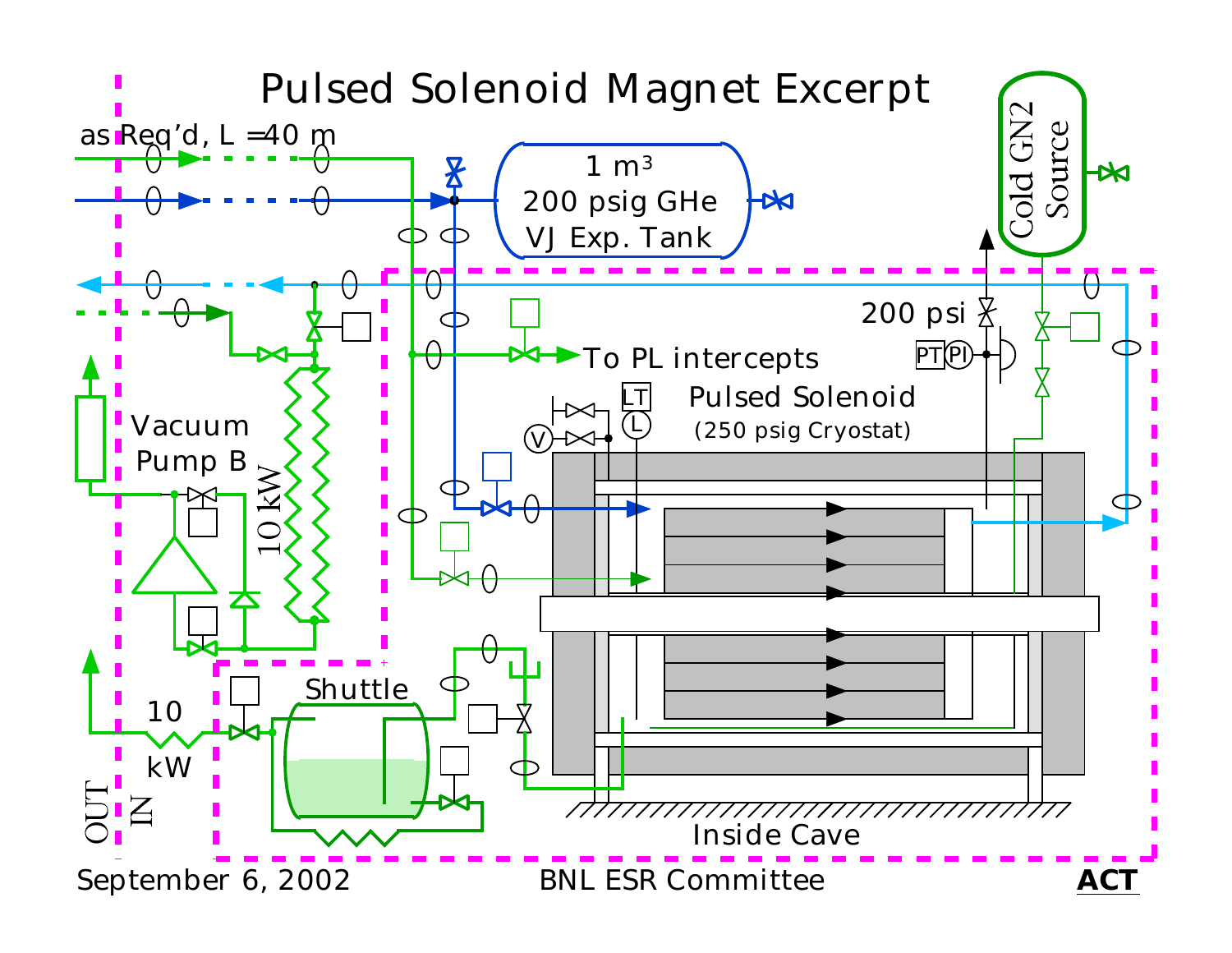# Pulsed Solenoid Magnet Excerpt

as Req'd, L = 40 m

1 m³
200 psig GHe
VJ Exp. Tank

Cold GN2 Source

200 psi

PT PI

To PL intercepts

Vacuum Pump B

10 kW

LT

L

V

Pulsed Solenoid
(250 psig Cryostat)

Shuttle

10
kW

OUT
IN

Inside Cave

September 6, 2002 BNL ESR Committee **ACT**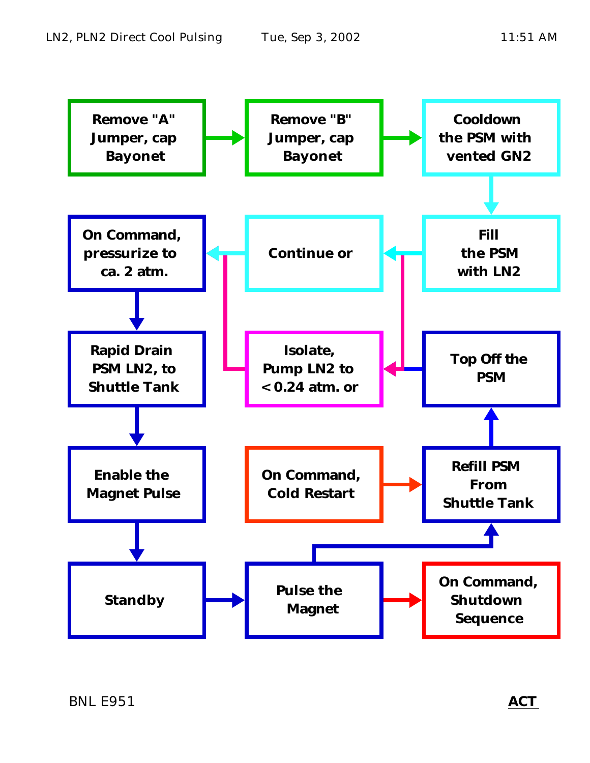LN2, PLN2 Direct Cool Pulsing — Tue, Sep 3, 2002 — 11:51 AM

- Remove "A" Jumper, cap Bayonet
- Remove "B" Jumper, cap Bayonet
- Cooldown the PSM with vented GN2
- Fill the PSM with LN2
- Continue or
- Isolate, Pump LN2 to < 0.24 atm. or
- On Command, pressurize to ca. 2 atm.
- Rapid Drain PSM LN2, to Shuttle Tank
- Enable the Magnet Pulse
- Standby
- Pulse the Magnet
- On Command, Shutdown Sequence
- Refill PSM From Shuttle Tank
- On Command, Cold Restart
- Top Off the PSM

BNL E951

**ACT**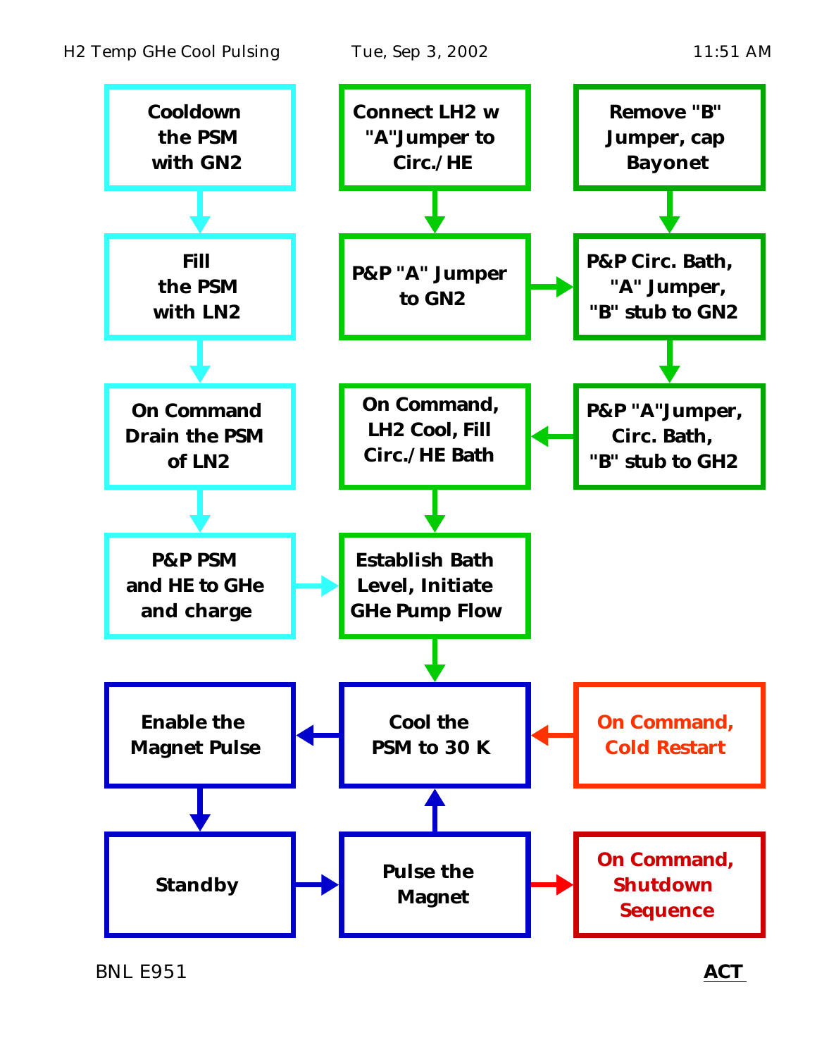H2 Temp GHe Cool Pulsing

Tue, Sep 3, 2002

11:51 AM

**Cooldown the PSM with GN2**

**Fill the PSM with LN2**

**On Command Drain the PSM of LN2**

**P&P PSM and HE to GHe and charge**

**Connect LH2 w "A"Jumper to Circ./HE**

**P&P "A" Jumper to GN2**

**On Command, LH2 Cool, Fill Circ./HE Bath**

**Establish Bath Level, Initiate GHe Pump Flow**

**Remove "B" Jumper, cap Bayonet**

**P&P Circ. Bath, "A" Jumper, "B" stub to GN2**

**P&P "A"Jumper, Circ. Bath, "B" stub to GH2**

**Enable the Magnet Pulse**

**Cool the PSM to 30 K**

**On Command, Cold Restart**

**Standby**

**Pulse the Magnet**

**On Command, Shutdown Sequence**

BNL E951

**ACT**